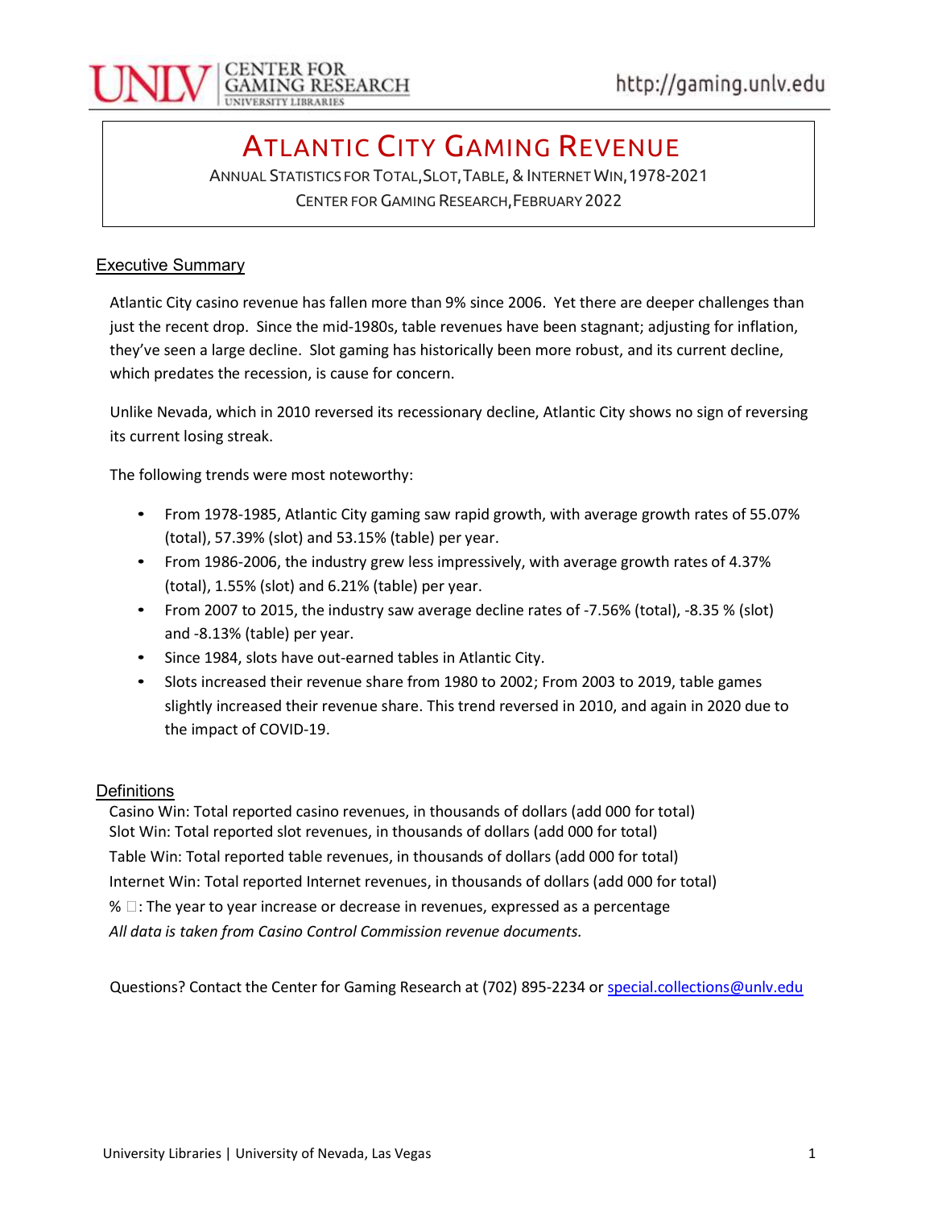# ATLANTIC CITY GAMING REVENUE

ANNUAL STATISTICS FOR TOTAL, SLOT, TABLE, & INTERNET WIN, 1978-2021

CENTER FOR GAMING RESEARCH, FEBRUARY 2022

## Executive Summary

Atlantic City casino revenue has fallen more than 9% since 2006. Yet there are deeper challenges than just the recent drop. Since the mid-1980s, table revenues have been stagnant; adjusting for inflation, they've seen a large decline. Slot gaming has historically been more robust, and its current decline, which predates the recession, is cause for concern.

Unlike Nevada, which in 2010 reversed its recessionary decline, Atlantic City shows no sign of reversing its current losing streak.

The following trends were most noteworthy:

- From 1978-1985, Atlantic City gaming saw rapid growth, with average growth rates of 55.07% (total), 57.39% (slot) and 53.15% (table) per year.
- From 1986-2006, the industry grew less impressively, with average growth rates of 4.37% (total), 1.55% (slot) and 6.21% (table) per year.
- From 2007 to 2015, the industry saw average decline rates of -7.56% (total), -8.35 % (slot) and -8.13% (table) per year.
- Since 1984, slots have out-earned tables in Atlantic City.
- Slots increased their revenue share from 1980 to 2002; From 2003 to 2019, table games slightly increased their revenue share. This trend reversed in 2010, and again in 2020 due to the impact of COVID-19.

## Definitions

Casino Win: Total reported casino revenues, in thousands of dollars (add 000 for total)

Slot Win: Total reported slot revenues, in thousands of dollars (add 000 for total)

Table Win: Total reported table revenues, in thousands of dollars (add 000 for total)

Internet Win: Total reported Internet revenues, in thousands of dollars (add 000 for total)

% □: The year to year increase or decrease in revenues, expressed as a percentage

*All data is taken from Casino Control Commission revenue documents.*

Questions? Contact the Center for Gaming Research at (702) 895-2234 or special.collections@unlv.edu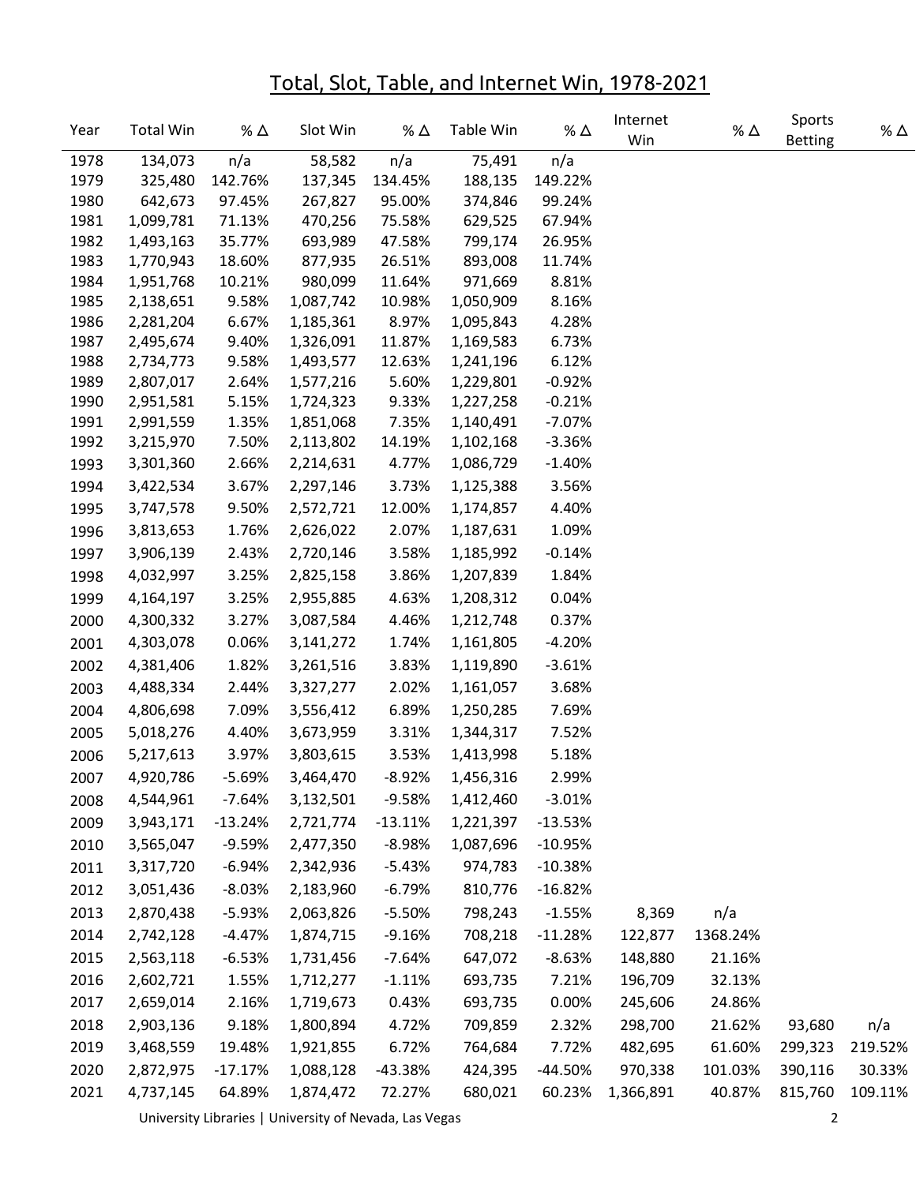# Total, Slot, Table, and Internet Win, 1978-2021

| Year | Total Win | % Δ | Slot Win | % Δ | Table Win | % Δ | Internet Win | % Δ | Sports Betting | % Δ |
|---|---|---|---|---|---|---|---|---|---|---|
| 1978 | 134,073 | n/a | 58,582 | n/a | 75,491 | n/a | | | | |
| 1979 | 325,480 | 142.76% | 137,345 | 134.45% | 188,135 | 149.22% | | | | |
| 1980 | 642,673 | 97.45% | 267,827 | 95.00% | 374,846 | 99.24% | | | | |
| 1981 | 1,099,781 | 71.13% | 470,256 | 75.58% | 629,525 | 67.94% | | | | |
| 1982 | 1,493,163 | 35.77% | 693,989 | 47.58% | 799,174 | 26.95% | | | | |
| 1983 | 1,770,943 | 18.60% | 877,935 | 26.51% | 893,008 | 11.74% | | | | |
| 1984 | 1,951,768 | 10.21% | 980,099 | 11.64% | 971,669 | 8.81% | | | | |
| 1985 | 2,138,651 | 9.58% | 1,087,742 | 10.98% | 1,050,909 | 8.16% | | | | |
| 1986 | 2,281,204 | 6.67% | 1,185,361 | 8.97% | 1,095,843 | 4.28% | | | | |
| 1987 | 2,495,674 | 9.40% | 1,326,091 | 11.87% | 1,169,583 | 6.73% | | | | |
| 1988 | 2,734,773 | 9.58% | 1,493,577 | 12.63% | 1,241,196 | 6.12% | | | | |
| 1989 | 2,807,017 | 2.64% | 1,577,216 | 5.60% | 1,229,801 | -0.92% | | | | |
| 1990 | 2,951,581 | 5.15% | 1,724,323 | 9.33% | 1,227,258 | -0.21% | | | | |
| 1991 | 2,991,559 | 1.35% | 1,851,068 | 7.35% | 1,140,491 | -7.07% | | | | |
| 1992 | 3,215,970 | 7.50% | 2,113,802 | 14.19% | 1,102,168 | -3.36% | | | | |
| 1993 | 3,301,360 | 2.66% | 2,214,631 | 4.77% | 1,086,729 | -1.40% | | | | |
| 1994 | 3,422,534 | 3.67% | 2,297,146 | 3.73% | 1,125,388 | 3.56% | | | | |
| 1995 | 3,747,578 | 9.50% | 2,572,721 | 12.00% | 1,174,857 | 4.40% | | | | |
| 1996 | 3,813,653 | 1.76% | 2,626,022 | 2.07% | 1,187,631 | 1.09% | | | | |
| 1997 | 3,906,139 | 2.43% | 2,720,146 | 3.58% | 1,185,992 | -0.14% | | | | |
| 1998 | 4,032,997 | 3.25% | 2,825,158 | 3.86% | 1,207,839 | 1.84% | | | | |
| 1999 | 4,164,197 | 3.25% | 2,955,885 | 4.63% | 1,208,312 | 0.04% | | | | |
| 2000 | 4,300,332 | 3.27% | 3,087,584 | 4.46% | 1,212,748 | 0.37% | | | | |
| 2001 | 4,303,078 | 0.06% | 3,141,272 | 1.74% | 1,161,805 | -4.20% | | | | |
| 2002 | 4,381,406 | 1.82% | 3,261,516 | 3.83% | 1,119,890 | -3.61% | | | | |
| 2003 | 4,488,334 | 2.44% | 3,327,277 | 2.02% | 1,161,057 | 3.68% | | | | |
| 2004 | 4,806,698 | 7.09% | 3,556,412 | 6.89% | 1,250,285 | 7.69% | | | | |
| 2005 | 5,018,276 | 4.40% | 3,673,959 | 3.31% | 1,344,317 | 7.52% | | | | |
| 2006 | 5,217,613 | 3.97% | 3,803,615 | 3.53% | 1,413,998 | 5.18% | | | | |
| 2007 | 4,920,786 | -5.69% | 3,464,470 | -8.92% | 1,456,316 | 2.99% | | | | |
| 2008 | 4,544,961 | -7.64% | 3,132,501 | -9.58% | 1,412,460 | -3.01% | | | | |
| 2009 | 3,943,171 | -13.24% | 2,721,774 | -13.11% | 1,221,397 | -13.53% | | | | |
| 2010 | 3,565,047 | -9.59% | 2,477,350 | -8.98% | 1,087,696 | -10.95% | | | | |
| 2011 | 3,317,720 | -6.94% | 2,342,936 | -5.43% | 974,783 | -10.38% | | | | |
| 2012 | 3,051,436 | -8.03% | 2,183,960 | -6.79% | 810,776 | -16.82% | | | | |
| 2013 | 2,870,438 | -5.93% | 2,063,826 | -5.50% | 798,243 | -1.55% | 8,369 | n/a | | |
| 2014 | 2,742,128 | -4.47% | 1,874,715 | -9.16% | 708,218 | -11.28% | 122,877 | 1368.24% | | |
| 2015 | 2,563,118 | -6.53% | 1,731,456 | -7.64% | 647,072 | -8.63% | 148,880 | 21.16% | | |
| 2016 | 2,602,721 | 1.55% | 1,712,277 | -1.11% | 693,735 | 7.21% | 196,709 | 32.13% | | |
| 2017 | 2,659,014 | 2.16% | 1,719,673 | 0.43% | 693,735 | 0.00% | 245,606 | 24.86% | | |
| 2018 | 2,903,136 | 9.18% | 1,800,894 | 4.72% | 709,859 | 2.32% | 298,700 | 21.62% | 93,680 | n/a |
| 2019 | 3,468,559 | 19.48% | 1,921,855 | 6.72% | 764,684 | 7.72% | 482,695 | 61.60% | 299,323 | 219.52% |
| 2020 | 2,872,975 | -17.17% | 1,088,128 | -43.38% | 424,395 | -44.50% | 970,338 | 101.03% | 390,116 | 30.33% |
| 2021 | 4,737,145 | 64.89% | 1,874,472 | 72.27% | 680,021 | 60.23% | 1,366,891 | 40.87% | 815,760 | 109.11% |

University Libraries | University of Nevada, Las Vegas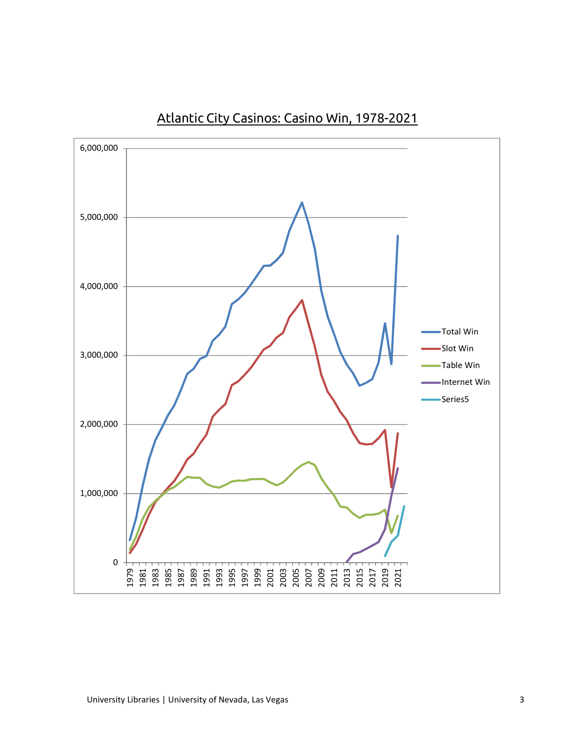## Atlantic City Casinos: Casino Win, 1978-2021

6,000,000
5,000,000
4,000,000
3,000,000
2,000,000
1,000,000
0

1979 1981 1983 1985 1987 1989 1991 1993 1995 1997 1999 2001 2003 2005 2007 2009 2011 2013 2015 2017 2019 2021

- Total Win
- Slot Win
- Table Win
- Internet Win
- Series5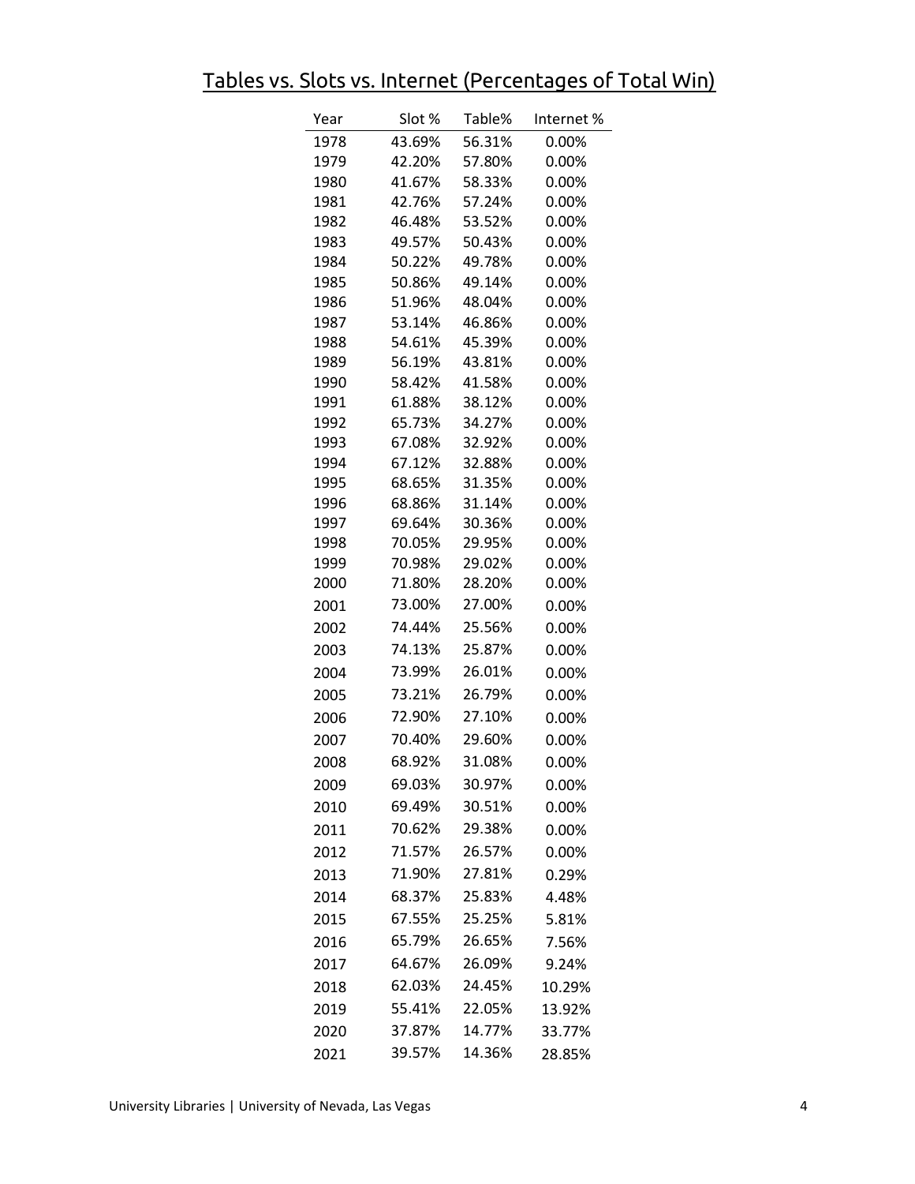## Tables vs. Slots vs. Internet (Percentages of Total Win)

| Year | Slot % | Table% | Internet % |
|---|---|---|---|
| 1978 | 43.69% | 56.31% | 0.00% |
| 1979 | 42.20% | 57.80% | 0.00% |
| 1980 | 41.67% | 58.33% | 0.00% |
| 1981 | 42.76% | 57.24% | 0.00% |
| 1982 | 46.48% | 53.52% | 0.00% |
| 1983 | 49.57% | 50.43% | 0.00% |
| 1984 | 50.22% | 49.78% | 0.00% |
| 1985 | 50.86% | 49.14% | 0.00% |
| 1986 | 51.96% | 48.04% | 0.00% |
| 1987 | 53.14% | 46.86% | 0.00% |
| 1988 | 54.61% | 45.39% | 0.00% |
| 1989 | 56.19% | 43.81% | 0.00% |
| 1990 | 58.42% | 41.58% | 0.00% |
| 1991 | 61.88% | 38.12% | 0.00% |
| 1992 | 65.73% | 34.27% | 0.00% |
| 1993 | 67.08% | 32.92% | 0.00% |
| 1994 | 67.12% | 32.88% | 0.00% |
| 1995 | 68.65% | 31.35% | 0.00% |
| 1996 | 68.86% | 31.14% | 0.00% |
| 1997 | 69.64% | 30.36% | 0.00% |
| 1998 | 70.05% | 29.95% | 0.00% |
| 1999 | 70.98% | 29.02% | 0.00% |
| 2000 | 71.80% | 28.20% | 0.00% |
| 2001 | 73.00% | 27.00% | 0.00% |
| 2002 | 74.44% | 25.56% | 0.00% |
| 2003 | 74.13% | 25.87% | 0.00% |
| 2004 | 73.99% | 26.01% | 0.00% |
| 2005 | 73.21% | 26.79% | 0.00% |
| 2006 | 72.90% | 27.10% | 0.00% |
| 2007 | 70.40% | 29.60% | 0.00% |
| 2008 | 68.92% | 31.08% | 0.00% |
| 2009 | 69.03% | 30.97% | 0.00% |
| 2010 | 69.49% | 30.51% | 0.00% |
| 2011 | 70.62% | 29.38% | 0.00% |
| 2012 | 71.57% | 26.57% | 0.00% |
| 2013 | 71.90% | 27.81% | 0.29% |
| 2014 | 68.37% | 25.83% | 4.48% |
| 2015 | 67.55% | 25.25% | 5.81% |
| 2016 | 65.79% | 26.65% | 7.56% |
| 2017 | 64.67% | 26.09% | 9.24% |
| 2018 | 62.03% | 24.45% | 10.29% |
| 2019 | 55.41% | 22.05% | 13.92% |
| 2020 | 37.87% | 14.77% | 33.77% |
| 2021 | 39.57% | 14.36% | 28.85% |